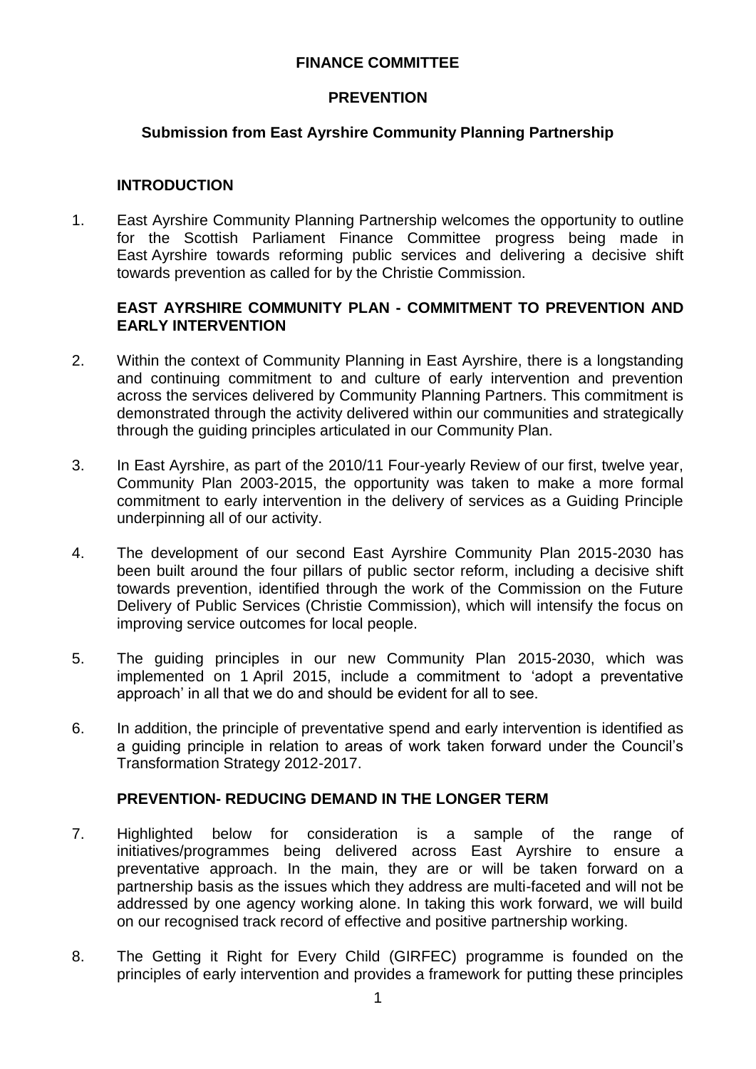# FINANCE COMMITTEE

## PREVENTION

### Submission from East Ayrshire Community Planning Partnership

### INTRODUCTION

1. East Ayrshire Community Planning Partnership welcomes the opportunity to outline for the Scottish Parliament Finance Committee progress being made in East Ayrshire towards reforming public services and delivering a decisive shift towards prevention as called for by the Christie Commission.

### EAST AYRSHIRE COMMUNITY PLAN - COMMITMENT TO PREVENTION AND EARLY INTERVENTION

2. Within the context of Community Planning in East Ayrshire, there is a longstanding and continuing commitment to and culture of early intervention and prevention across the services delivered by Community Planning Partners. This commitment is demonstrated through the activity delivered within our communities and strategically through the guiding principles articulated in our Community Plan.

3. In East Ayrshire, as part of the 2010/11 Four-yearly Review of our first, twelve year, Community Plan 2003-2015, the opportunity was taken to make a more formal commitment to early intervention in the delivery of services as a Guiding Principle underpinning all of our activity.

4. The development of our second East Ayrshire Community Plan 2015-2030 has been built around the four pillars of public sector reform, including a decisive shift towards prevention, identified through the work of the Commission on the Future Delivery of Public Services (Christie Commission), which will intensify the focus on improving service outcomes for local people.

5. The guiding principles in our new Community Plan 2015-2030, which was implemented on 1 April 2015, include a commitment to 'adopt a preventative approach' in all that we do and should be evident for all to see.

6. In addition, the principle of preventative spend and early intervention is identified as a guiding principle in relation to areas of work taken forward under the Council's Transformation Strategy 2012-2017.

### PREVENTION- REDUCING DEMAND IN THE LONGER TERM

7. Highlighted below for consideration is a sample of the range of initiatives/programmes being delivered across East Ayrshire to ensure a preventative approach. In the main, they are or will be taken forward on a partnership basis as the issues which they address are multi-faceted and will not be addressed by one agency working alone. In taking this work forward, we will build on our recognised track record of effective and positive partnership working.

8. The Getting it Right for Every Child (GIRFEC) programme is founded on the principles of early intervention and provides a framework for putting these principles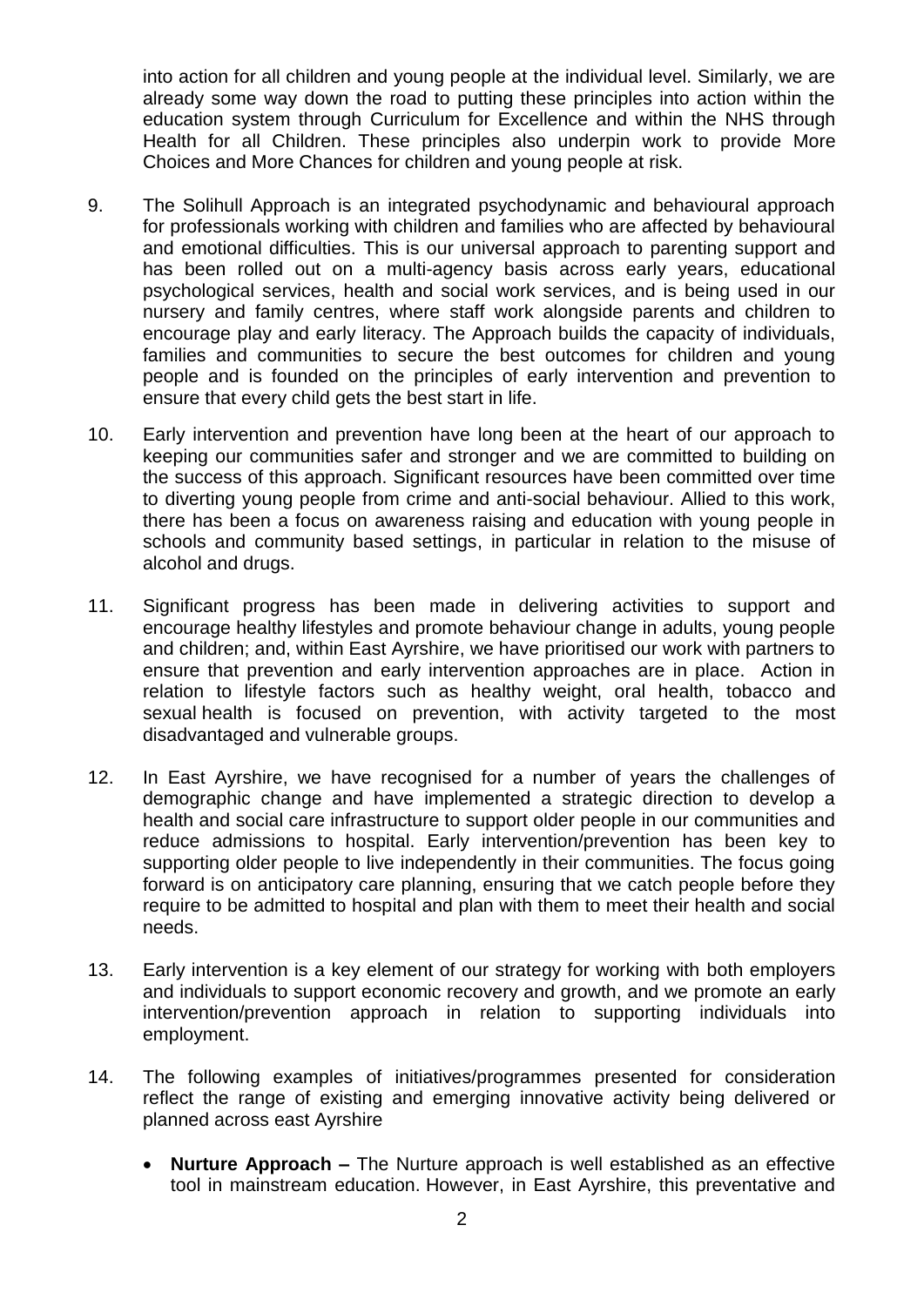into action for all children and young people at the individual level. Similarly, we are already some way down the road to putting these principles into action within the education system through Curriculum for Excellence and within the NHS through Health for all Children. These principles also underpin work to provide More Choices and More Chances for children and young people at risk.

9. The Solihull Approach is an integrated psychodynamic and behavioural approach for professionals working with children and families who are affected by behavioural and emotional difficulties. This is our universal approach to parenting support and has been rolled out on a multi-agency basis across early years, educational psychological services, health and social work services, and is being used in our nursery and family centres, where staff work alongside parents and children to encourage play and early literacy. The Approach builds the capacity of individuals, families and communities to secure the best outcomes for children and young people and is founded on the principles of early intervention and prevention to ensure that every child gets the best start in life.

10. Early intervention and prevention have long been at the heart of our approach to keeping our communities safer and stronger and we are committed to building on the success of this approach. Significant resources have been committed over time to diverting young people from crime and anti-social behaviour. Allied to this work, there has been a focus on awareness raising and education with young people in schools and community based settings, in particular in relation to the misuse of alcohol and drugs.

11. Significant progress has been made in delivering activities to support and encourage healthy lifestyles and promote behaviour change in adults, young people and children; and, within East Ayrshire, we have prioritised our work with partners to ensure that prevention and early intervention approaches are in place. Action in relation to lifestyle factors such as healthy weight, oral health, tobacco and sexual health is focused on prevention, with activity targeted to the most disadvantaged and vulnerable groups.

12. In East Ayrshire, we have recognised for a number of years the challenges of demographic change and have implemented a strategic direction to develop a health and social care infrastructure to support older people in our communities and reduce admissions to hospital. Early intervention/prevention has been key to supporting older people to live independently in their communities. The focus going forward is on anticipatory care planning, ensuring that we catch people before they require to be admitted to hospital and plan with them to meet their health and social needs.

13. Early intervention is a key element of our strategy for working with both employers and individuals to support economic recovery and growth, and we promote an early intervention/prevention approach in relation to supporting individuals into employment.

14. The following examples of initiatives/programmes presented for consideration reflect the range of existing and emerging innovative activity being delivered or planned across east Ayrshire

    - **Nurture Approach –** The Nurture approach is well established as an effective tool in mainstream education. However, in East Ayrshire, this preventative and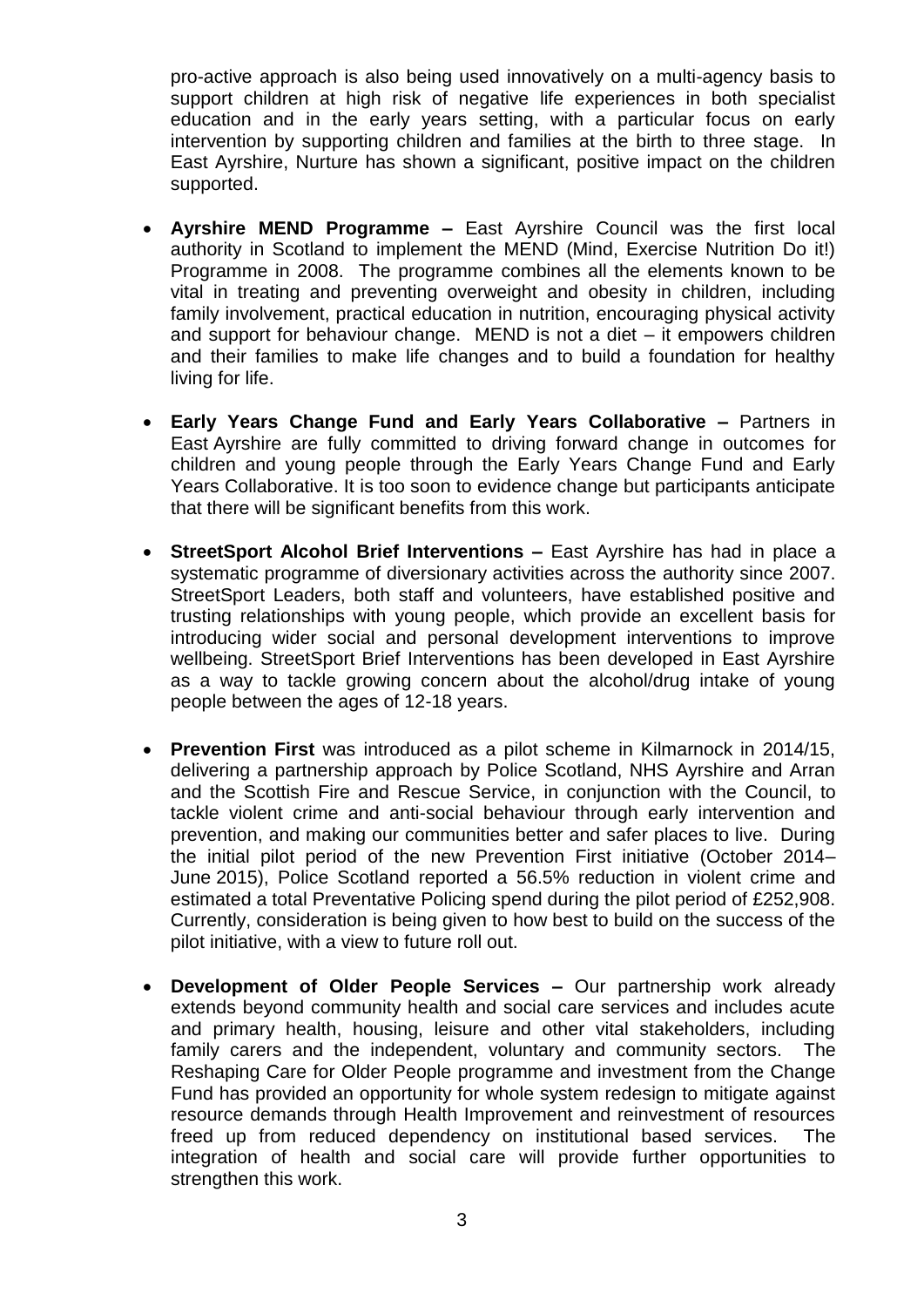pro-active approach is also being used innovatively on a multi-agency basis to support children at high risk of negative life experiences in both specialist education and in the early years setting, with a particular focus on early intervention by supporting children and families at the birth to three stage. In East Ayrshire, Nurture has shown a significant, positive impact on the children supported.

- **Ayrshire MEND Programme –** East Ayrshire Council was the first local authority in Scotland to implement the MEND (Mind, Exercise Nutrition Do it!) Programme in 2008. The programme combines all the elements known to be vital in treating and preventing overweight and obesity in children, including family involvement, practical education in nutrition, encouraging physical activity and support for behaviour change. MEND is not a diet – it empowers children and their families to make life changes and to build a foundation for healthy living for life.

- **Early Years Change Fund and Early Years Collaborative –** Partners in East Ayrshire are fully committed to driving forward change in outcomes for children and young people through the Early Years Change Fund and Early Years Collaborative. It is too soon to evidence change but participants anticipate that there will be significant benefits from this work.

- **StreetSport Alcohol Brief Interventions –** East Ayrshire has had in place a systematic programme of diversionary activities across the authority since 2007. StreetSport Leaders, both staff and volunteers, have established positive and trusting relationships with young people, which provide an excellent basis for introducing wider social and personal development interventions to improve wellbeing. StreetSport Brief Interventions has been developed in East Ayrshire as a way to tackle growing concern about the alcohol/drug intake of young people between the ages of 12-18 years.

- **Prevention First** was introduced as a pilot scheme in Kilmarnock in 2014/15, delivering a partnership approach by Police Scotland, NHS Ayrshire and Arran and the Scottish Fire and Rescue Service, in conjunction with the Council, to tackle violent crime and anti-social behaviour through early intervention and prevention, and making our communities better and safer places to live. During the initial pilot period of the new Prevention First initiative (October 2014–June 2015), Police Scotland reported a 56.5% reduction in violent crime and estimated a total Preventative Policing spend during the pilot period of £252,908. Currently, consideration is being given to how best to build on the success of the pilot initiative, with a view to future roll out.

- **Development of Older People Services –** Our partnership work already extends beyond community health and social care services and includes acute and primary health, housing, leisure and other vital stakeholders, including family carers and the independent, voluntary and community sectors. The Reshaping Care for Older People programme and investment from the Change Fund has provided an opportunity for whole system redesign to mitigate against resource demands through Health Improvement and reinvestment of resources freed up from reduced dependency on institutional based services. The integration of health and social care will provide further opportunities to strengthen this work.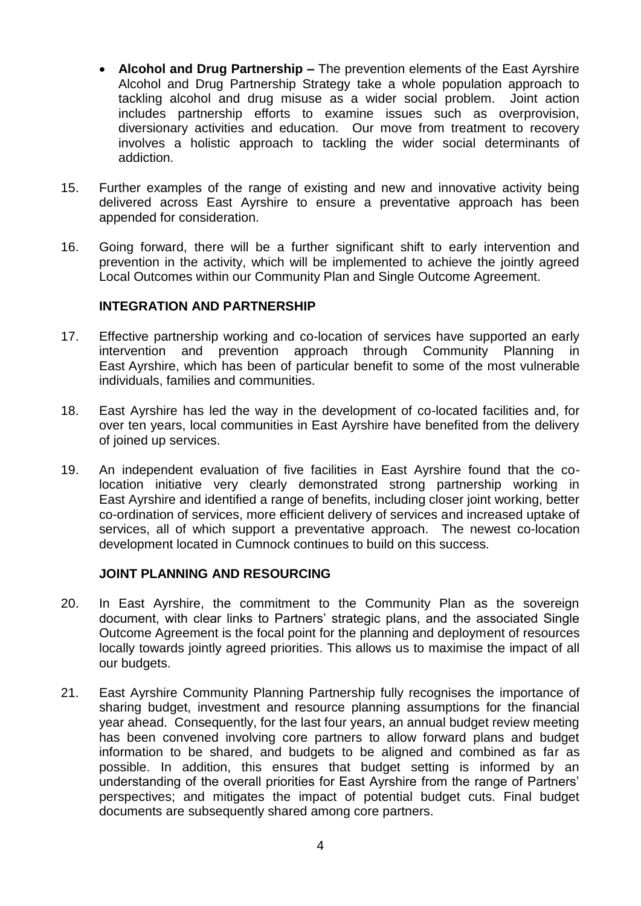- **Alcohol and Drug Partnership –** The prevention elements of the East Ayrshire Alcohol and Drug Partnership Strategy take a whole population approach to tackling alcohol and drug misuse as a wider social problem. Joint action includes partnership efforts to examine issues such as overprovision, diversionary activities and education. Our move from treatment to recovery involves a holistic approach to tackling the wider social determinants of addiction.

15. Further examples of the range of existing and new and innovative activity being delivered across East Ayrshire to ensure a preventative approach has been appended for consideration.

16. Going forward, there will be a further significant shift to early intervention and prevention in the activity, which will be implemented to achieve the jointly agreed Local Outcomes within our Community Plan and Single Outcome Agreement.

### INTEGRATION AND PARTNERSHIP

17. Effective partnership working and co-location of services have supported an early intervention and prevention approach through Community Planning in East Ayrshire, which has been of particular benefit to some of the most vulnerable individuals, families and communities.

18. East Ayrshire has led the way in the development of co-located facilities and, for over ten years, local communities in East Ayrshire have benefited from the delivery of joined up services.

19. An independent evaluation of five facilities in East Ayrshire found that the co-location initiative very clearly demonstrated strong partnership working in East Ayrshire and identified a range of benefits, including closer joint working, better co-ordination of services, more efficient delivery of services and increased uptake of services, all of which support a preventative approach. The newest co-location development located in Cumnock continues to build on this success.

### JOINT PLANNING AND RESOURCING

20. In East Ayrshire, the commitment to the Community Plan as the sovereign document, with clear links to Partners' strategic plans, and the associated Single Outcome Agreement is the focal point for the planning and deployment of resources locally towards jointly agreed priorities. This allows us to maximise the impact of all our budgets.

21. East Ayrshire Community Planning Partnership fully recognises the importance of sharing budget, investment and resource planning assumptions for the financial year ahead. Consequently, for the last four years, an annual budget review meeting has been convened involving core partners to allow forward plans and budget information to be shared, and budgets to be aligned and combined as far as possible. In addition, this ensures that budget setting is informed by an understanding of the overall priorities for East Ayrshire from the range of Partners' perspectives; and mitigates the impact of potential budget cuts. Final budget documents are subsequently shared among core partners.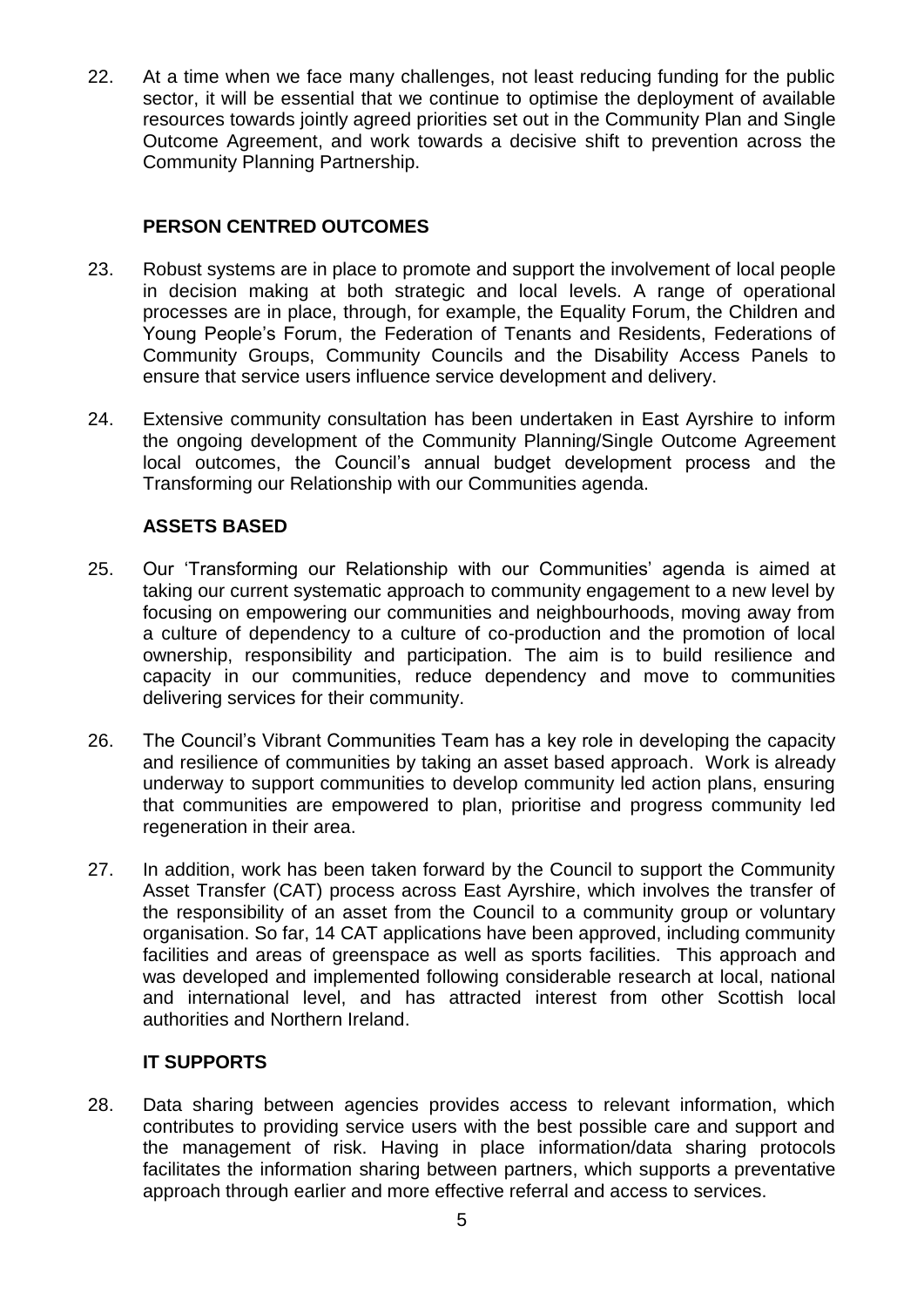22. At a time when we face many challenges, not least reducing funding for the public sector, it will be essential that we continue to optimise the deployment of available resources towards jointly agreed priorities set out in the Community Plan and Single Outcome Agreement, and work towards a decisive shift to prevention across the Community Planning Partnership.

## PERSON CENTRED OUTCOMES

23. Robust systems are in place to promote and support the involvement of local people in decision making at both strategic and local levels. A range of operational processes are in place, through, for example, the Equality Forum, the Children and Young People's Forum, the Federation of Tenants and Residents, Federations of Community Groups, Community Councils and the Disability Access Panels to ensure that service users influence service development and delivery.

24. Extensive community consultation has been undertaken in East Ayrshire to inform the ongoing development of the Community Planning/Single Outcome Agreement local outcomes, the Council's annual budget development process and the Transforming our Relationship with our Communities agenda.

## ASSETS BASED

25. Our 'Transforming our Relationship with our Communities' agenda is aimed at taking our current systematic approach to community engagement to a new level by focusing on empowering our communities and neighbourhoods, moving away from a culture of dependency to a culture of co-production and the promotion of local ownership, responsibility and participation. The aim is to build resilience and capacity in our communities, reduce dependency and move to communities delivering services for their community.

26. The Council's Vibrant Communities Team has a key role in developing the capacity and resilience of communities by taking an asset based approach. Work is already underway to support communities to develop community led action plans, ensuring that communities are empowered to plan, prioritise and progress community led regeneration in their area.

27. In addition, work has been taken forward by the Council to support the Community Asset Transfer (CAT) process across East Ayrshire, which involves the transfer of the responsibility of an asset from the Council to a community group or voluntary organisation. So far, 14 CAT applications have been approved, including community facilities and areas of greenspace as well as sports facilities. This approach and was developed and implemented following considerable research at local, national and international level, and has attracted interest from other Scottish local authorities and Northern Ireland.

## IT SUPPORTS

28. Data sharing between agencies provides access to relevant information, which contributes to providing service users with the best possible care and support and the management of risk. Having in place information/data sharing protocols facilitates the information sharing between partners, which supports a preventative approach through earlier and more effective referral and access to services.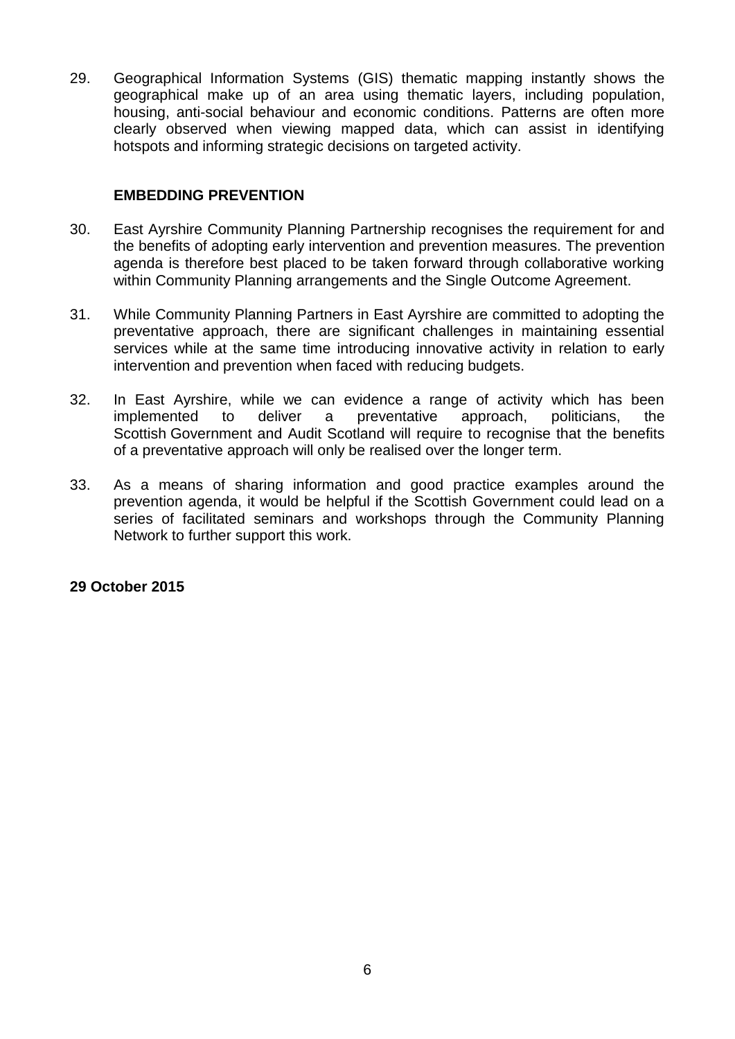29. Geographical Information Systems (GIS) thematic mapping instantly shows the geographical make up of an area using thematic layers, including population, housing, anti-social behaviour and economic conditions. Patterns are often more clearly observed when viewing mapped data, which can assist in identifying hotspots and informing strategic decisions on targeted activity.

**EMBEDDING PREVENTION**

30. East Ayrshire Community Planning Partnership recognises the requirement for and the benefits of adopting early intervention and prevention measures. The prevention agenda is therefore best placed to be taken forward through collaborative working within Community Planning arrangements and the Single Outcome Agreement.

31. While Community Planning Partners in East Ayrshire are committed to adopting the preventative approach, there are significant challenges in maintaining essential services while at the same time introducing innovative activity in relation to early intervention and prevention when faced with reducing budgets.

32. In East Ayrshire, while we can evidence a range of activity which has been implemented to deliver a preventative approach, politicians, the Scottish Government and Audit Scotland will require to recognise that the benefits of a preventative approach will only be realised over the longer term.

33. As a means of sharing information and good practice examples around the prevention agenda, it would be helpful if the Scottish Government could lead on a series of facilitated seminars and workshops through the Community Planning Network to further support this work.

**29 October 2015**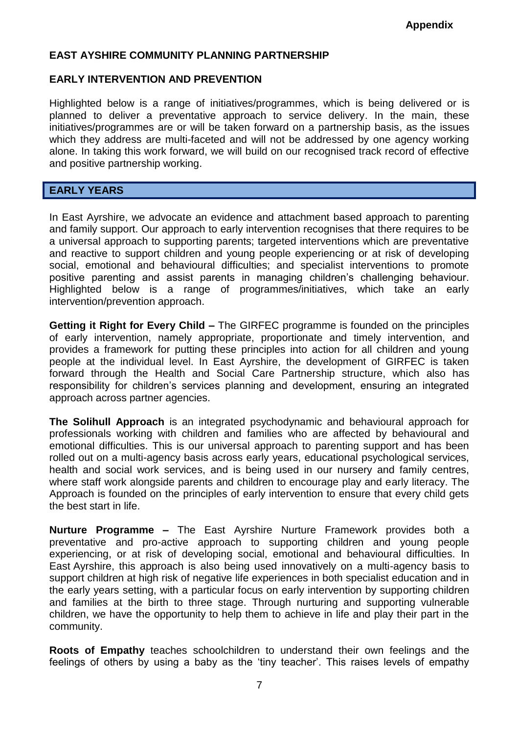Appendix

## EAST AYSHIRE COMMUNITY PLANNING PARTNERSHIP

## EARLY INTERVENTION AND PREVENTION

Highlighted below is a range of initiatives/programmes, which is being delivered or is planned to deliver a preventative approach to service delivery. In the main, these initiatives/programmes are or will be taken forward on a partnership basis, as the issues which they address are multi-faceted and will not be addressed by one agency working alone. In taking this work forward, we will build on our recognised track record of effective and positive partnership working.

### EARLY YEARS

In East Ayrshire, we advocate an evidence and attachment based approach to parenting and family support. Our approach to early intervention recognises that there requires to be a universal approach to supporting parents; targeted interventions which are preventative and reactive to support children and young people experiencing or at risk of developing social, emotional and behavioural difficulties; and specialist interventions to promote positive parenting and assist parents in managing children's challenging behaviour. Highlighted below is a range of programmes/initiatives, which take an early intervention/prevention approach.

**Getting it Right for Every Child –** The GIRFEC programme is founded on the principles of early intervention, namely appropriate, proportionate and timely intervention, and provides a framework for putting these principles into action for all children and young people at the individual level. In East Ayrshire, the development of GIRFEC is taken forward through the Health and Social Care Partnership structure, which also has responsibility for children's services planning and development, ensuring an integrated approach across partner agencies.

**The Solihull Approach** is an integrated psychodynamic and behavioural approach for professionals working with children and families who are affected by behavioural and emotional difficulties. This is our universal approach to parenting support and has been rolled out on a multi-agency basis across early years, educational psychological services, health and social work services, and is being used in our nursery and family centres, where staff work alongside parents and children to encourage play and early literacy. The Approach is founded on the principles of early intervention to ensure that every child gets the best start in life.

**Nurture Programme –** The East Ayrshire Nurture Framework provides both a preventative and pro-active approach to supporting children and young people experiencing, or at risk of developing social, emotional and behavioural difficulties. In East Ayrshire, this approach is also being used innovatively on a multi-agency basis to support children at high risk of negative life experiences in both specialist education and in the early years setting, with a particular focus on early intervention by supporting children and families at the birth to three stage. Through nurturing and supporting vulnerable children, we have the opportunity to help them to achieve in life and play their part in the community.

**Roots of Empathy** teaches schoolchildren to understand their own feelings and the feelings of others by using a baby as the 'tiny teacher'. This raises levels of empathy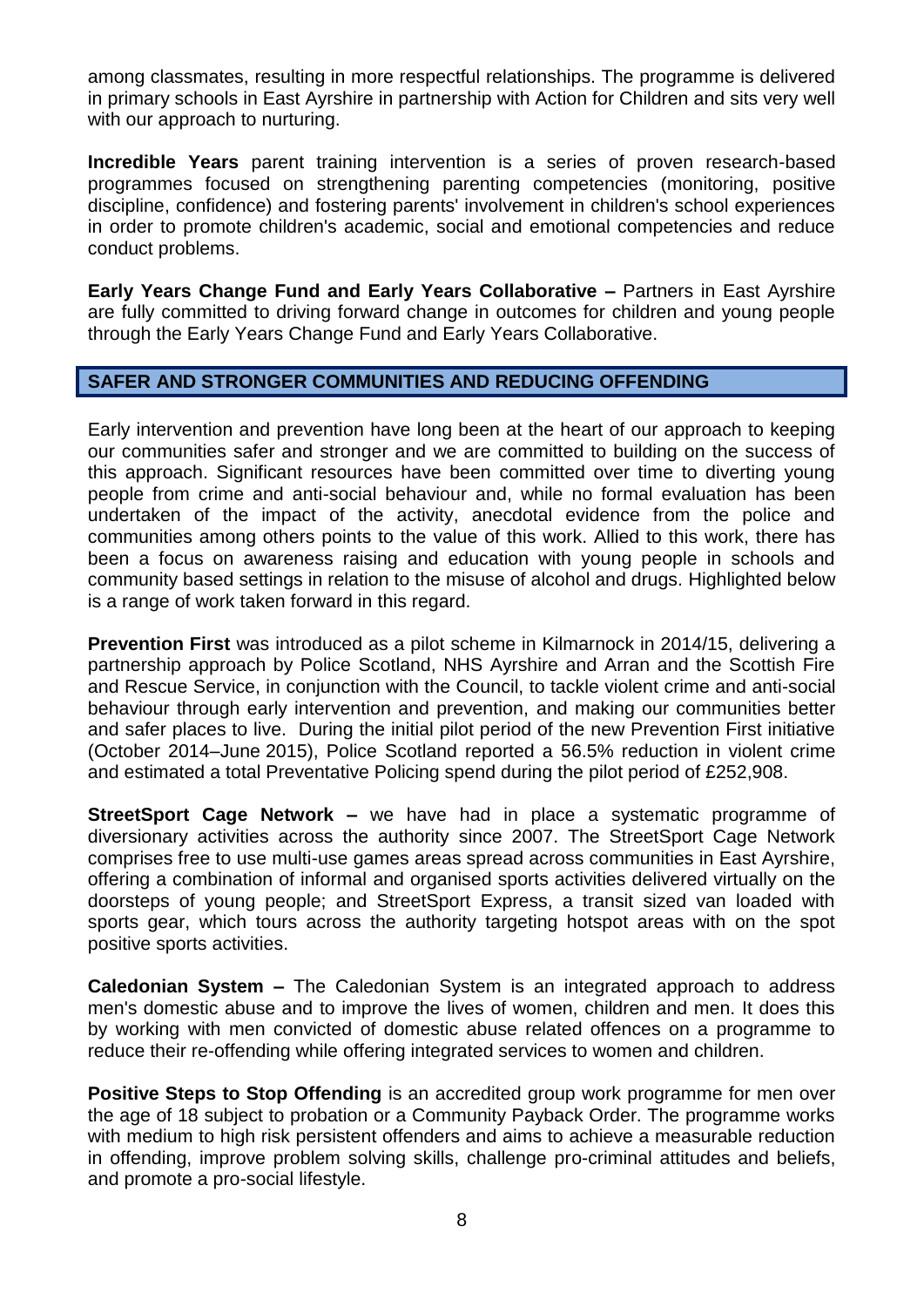among classmates, resulting in more respectful relationships. The programme is delivered in primary schools in East Ayrshire in partnership with Action for Children and sits very well with our approach to nurturing.

**Incredible Years** parent training intervention is a series of proven research-based programmes focused on strengthening parenting competencies (monitoring, positive discipline, confidence) and fostering parents' involvement in children's school experiences in order to promote children's academic, social and emotional competencies and reduce conduct problems.

**Early Years Change Fund and Early Years Collaborative –** Partners in East Ayrshire are fully committed to driving forward change in outcomes for children and young people through the Early Years Change Fund and Early Years Collaborative.

## SAFER AND STRONGER COMMUNITIES AND REDUCING OFFENDING

Early intervention and prevention have long been at the heart of our approach to keeping our communities safer and stronger and we are committed to building on the success of this approach. Significant resources have been committed over time to diverting young people from crime and anti-social behaviour and, while no formal evaluation has been undertaken of the impact of the activity, anecdotal evidence from the police and communities among others points to the value of this work. Allied to this work, there has been a focus on awareness raising and education with young people in schools and community based settings in relation to the misuse of alcohol and drugs. Highlighted below is a range of work taken forward in this regard.

**Prevention First** was introduced as a pilot scheme in Kilmarnock in 2014/15, delivering a partnership approach by Police Scotland, NHS Ayrshire and Arran and the Scottish Fire and Rescue Service, in conjunction with the Council, to tackle violent crime and anti-social behaviour through early intervention and prevention, and making our communities better and safer places to live. During the initial pilot period of the new Prevention First initiative (October 2014–June 2015), Police Scotland reported a 56.5% reduction in violent crime and estimated a total Preventative Policing spend during the pilot period of £252,908.

**StreetSport Cage Network –** we have had in place a systematic programme of diversionary activities across the authority since 2007. The StreetSport Cage Network comprises free to use multi-use games areas spread across communities in East Ayrshire, offering a combination of informal and organised sports activities delivered virtually on the doorsteps of young people; and StreetSport Express, a transit sized van loaded with sports gear, which tours across the authority targeting hotspot areas with on the spot positive sports activities.

**Caledonian System –** The Caledonian System is an integrated approach to address men's domestic abuse and to improve the lives of women, children and men. It does this by working with men convicted of domestic abuse related offences on a programme to reduce their re-offending while offering integrated services to women and children.

**Positive Steps to Stop Offending** is an accredited group work programme for men over the age of 18 subject to probation or a Community Payback Order. The programme works with medium to high risk persistent offenders and aims to achieve a measurable reduction in offending, improve problem solving skills, challenge pro-criminal attitudes and beliefs, and promote a pro-social lifestyle.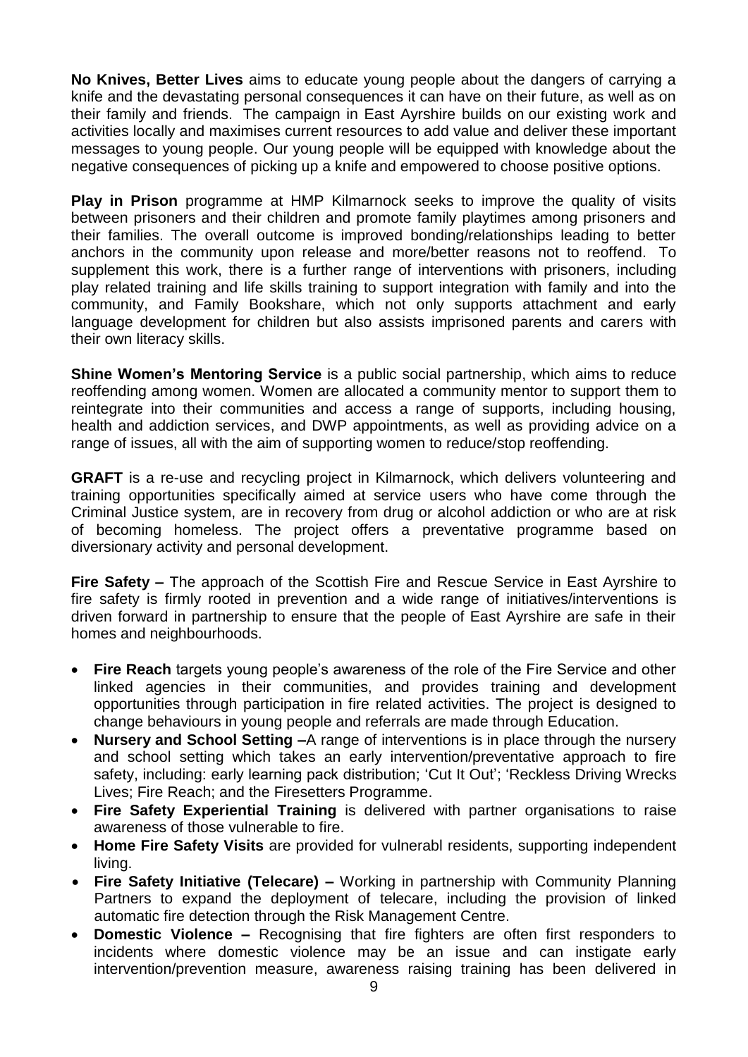**No Knives, Better Lives** aims to educate young people about the dangers of carrying a knife and the devastating personal consequences it can have on their future, as well as on their family and friends. The campaign in East Ayrshire builds on our existing work and activities locally and maximises current resources to add value and deliver these important messages to young people. Our young people will be equipped with knowledge about the negative consequences of picking up a knife and empowered to choose positive options.

**Play in Prison** programme at HMP Kilmarnock seeks to improve the quality of visits between prisoners and their children and promote family playtimes among prisoners and their families. The overall outcome is improved bonding/relationships leading to better anchors in the community upon release and more/better reasons not to reoffend. To supplement this work, there is a further range of interventions with prisoners, including play related training and life skills training to support integration with family and into the community, and Family Bookshare, which not only supports attachment and early language development for children but also assists imprisoned parents and carers with their own literacy skills.

**Shine Women's Mentoring Service** is a public social partnership, which aims to reduce reoffending among women. Women are allocated a community mentor to support them to reintegrate into their communities and access a range of supports, including housing, health and addiction services, and DWP appointments, as well as providing advice on a range of issues, all with the aim of supporting women to reduce/stop reoffending.

**GRAFT** is a re-use and recycling project in Kilmarnock, which delivers volunteering and training opportunities specifically aimed at service users who have come through the Criminal Justice system, are in recovery from drug or alcohol addiction or who are at risk of becoming homeless. The project offers a preventative programme based on diversionary activity and personal development.

**Fire Safety –** The approach of the Scottish Fire and Rescue Service in East Ayrshire to fire safety is firmly rooted in prevention and a wide range of initiatives/interventions is driven forward in partnership to ensure that the people of East Ayrshire are safe in their homes and neighbourhoods.

- **Fire Reach** targets young people's awareness of the role of the Fire Service and other linked agencies in their communities, and provides training and development opportunities through participation in fire related activities. The project is designed to change behaviours in young people and referrals are made through Education.
- **Nursery and School Setting –**A range of interventions is in place through the nursery and school setting which takes an early intervention/preventative approach to fire safety, including: early learning pack distribution; 'Cut It Out'; 'Reckless Driving Wrecks Lives; Fire Reach; and the Firesetters Programme.
- **Fire Safety Experiential Training** is delivered with partner organisations to raise awareness of those vulnerable to fire.
- **Home Fire Safety Visits** are provided for vulnerabl residents, supporting independent living.
- **Fire Safety Initiative (Telecare) –** Working in partnership with Community Planning Partners to expand the deployment of telecare, including the provision of linked automatic fire detection through the Risk Management Centre.
- **Domestic Violence –** Recognising that fire fighters are often first responders to incidents where domestic violence may be an issue and can instigate early intervention/prevention measure, awareness raising training has been delivered in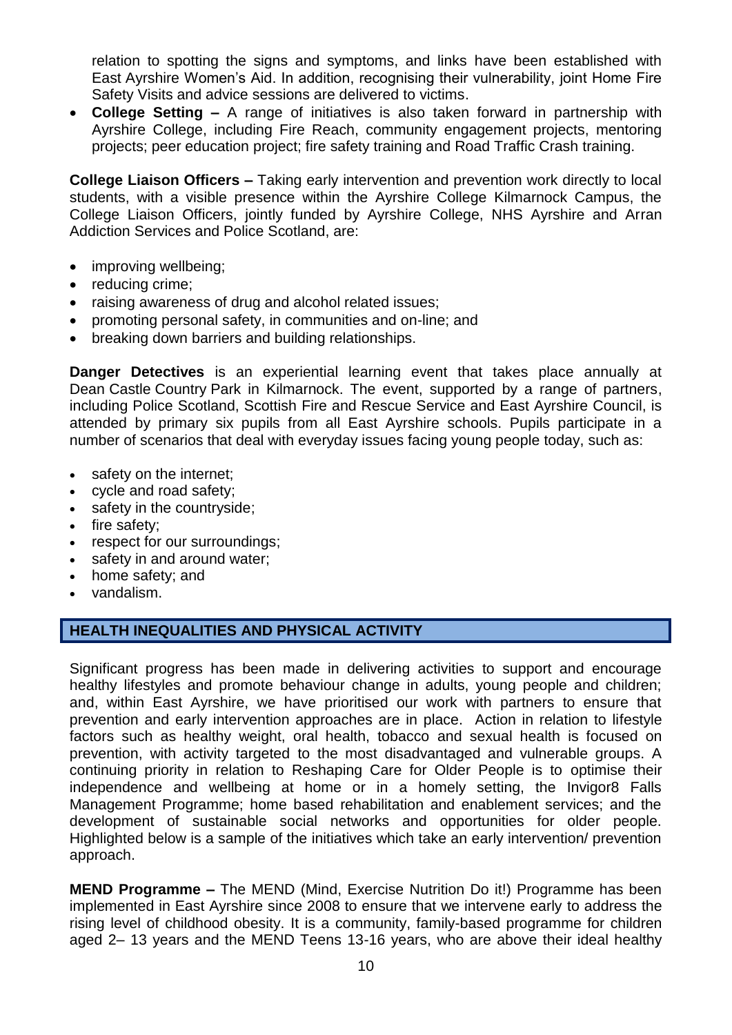relation to spotting the signs and symptoms, and links have been established with East Ayrshire Women's Aid. In addition, recognising their vulnerability, joint Home Fire Safety Visits and advice sessions are delivered to victims.

- **College Setting –** A range of initiatives is also taken forward in partnership with Ayrshire College, including Fire Reach, community engagement projects, mentoring projects; peer education project; fire safety training and Road Traffic Crash training.

**College Liaison Officers –** Taking early intervention and prevention work directly to local students, with a visible presence within the Ayrshire College Kilmarnock Campus, the College Liaison Officers, jointly funded by Ayrshire College, NHS Ayrshire and Arran Addiction Services and Police Scotland, are:

- improving wellbeing;
- reducing crime;
- raising awareness of drug and alcohol related issues;
- promoting personal safety, in communities and on-line; and
- breaking down barriers and building relationships.

**Danger Detectives** is an experiential learning event that takes place annually at Dean Castle Country Park in Kilmarnock. The event, supported by a range of partners, including Police Scotland, Scottish Fire and Rescue Service and East Ayrshire Council, is attended by primary six pupils from all East Ayrshire schools. Pupils participate in a number of scenarios that deal with everyday issues facing young people today, such as:

- safety on the internet;
- cycle and road safety;
- safety in the countryside;
- fire safety;
- respect for our surroundings;
- safety in and around water;
- home safety; and
- vandalism.

## HEALTH INEQUALITIES AND PHYSICAL ACTIVITY

Significant progress has been made in delivering activities to support and encourage healthy lifestyles and promote behaviour change in adults, young people and children; and, within East Ayrshire, we have prioritised our work with partners to ensure that prevention and early intervention approaches are in place. Action in relation to lifestyle factors such as healthy weight, oral health, tobacco and sexual health is focused on prevention, with activity targeted to the most disadvantaged and vulnerable groups. A continuing priority in relation to Reshaping Care for Older People is to optimise their independence and wellbeing at home or in a homely setting, the Invigor8 Falls Management Programme; home based rehabilitation and enablement services; and the development of sustainable social networks and opportunities for older people. Highlighted below is a sample of the initiatives which take an early intervention/ prevention approach.

**MEND Programme –** The MEND (Mind, Exercise Nutrition Do it!) Programme has been implemented in East Ayrshire since 2008 to ensure that we intervene early to address the rising level of childhood obesity. It is a community, family-based programme for children aged 2– 13 years and the MEND Teens 13-16 years, who are above their ideal healthy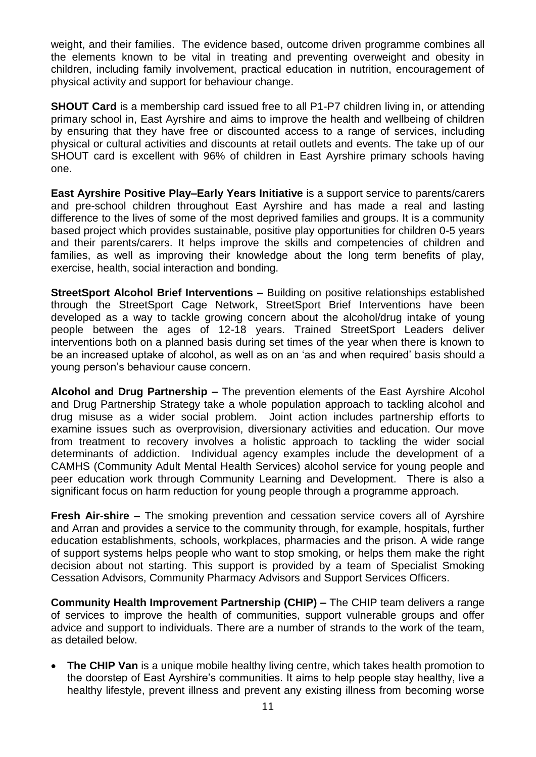weight, and their families. The evidence based, outcome driven programme combines all the elements known to be vital in treating and preventing overweight and obesity in children, including family involvement, practical education in nutrition, encouragement of physical activity and support for behaviour change.

**SHOUT Card** is a membership card issued free to all P1-P7 children living in, or attending primary school in, East Ayrshire and aims to improve the health and wellbeing of children by ensuring that they have free or discounted access to a range of services, including physical or cultural activities and discounts at retail outlets and events. The take up of our SHOUT card is excellent with 96% of children in East Ayrshire primary schools having one.

**East Ayrshire Positive Play–Early Years Initiative** is a support service to parents/carers and pre-school children throughout East Ayrshire and has made a real and lasting difference to the lives of some of the most deprived families and groups. It is a community based project which provides sustainable, positive play opportunities for children 0-5 years and their parents/carers. It helps improve the skills and competencies of children and families, as well as improving their knowledge about the long term benefits of play, exercise, health, social interaction and bonding.

**StreetSport Alcohol Brief Interventions –** Building on positive relationships established through the StreetSport Cage Network, StreetSport Brief Interventions have been developed as a way to tackle growing concern about the alcohol/drug intake of young people between the ages of 12-18 years. Trained StreetSport Leaders deliver interventions both on a planned basis during set times of the year when there is known to be an increased uptake of alcohol, as well as on an 'as and when required' basis should a young person's behaviour cause concern.

**Alcohol and Drug Partnership –** The prevention elements of the East Ayrshire Alcohol and Drug Partnership Strategy take a whole population approach to tackling alcohol and drug misuse as a wider social problem. Joint action includes partnership efforts to examine issues such as overprovision, diversionary activities and education. Our move from treatment to recovery involves a holistic approach to tackling the wider social determinants of addiction. Individual agency examples include the development of a CAMHS (Community Adult Mental Health Services) alcohol service for young people and peer education work through Community Learning and Development. There is also a significant focus on harm reduction for young people through a programme approach.

**Fresh Air-shire –** The smoking prevention and cessation service covers all of Ayrshire and Arran and provides a service to the community through, for example, hospitals, further education establishments, schools, workplaces, pharmacies and the prison. A wide range of support systems helps people who want to stop smoking, or helps them make the right decision about not starting. This support is provided by a team of Specialist Smoking Cessation Advisors, Community Pharmacy Advisors and Support Services Officers.

**Community Health Improvement Partnership (CHIP) –** The CHIP team delivers a range of services to improve the health of communities, support vulnerable groups and offer advice and support to individuals. There are a number of strands to the work of the team, as detailed below.

- **The CHIP Van** is a unique mobile healthy living centre, which takes health promotion to the doorstep of East Ayrshire's communities. It aims to help people stay healthy, live a healthy lifestyle, prevent illness and prevent any existing illness from becoming worse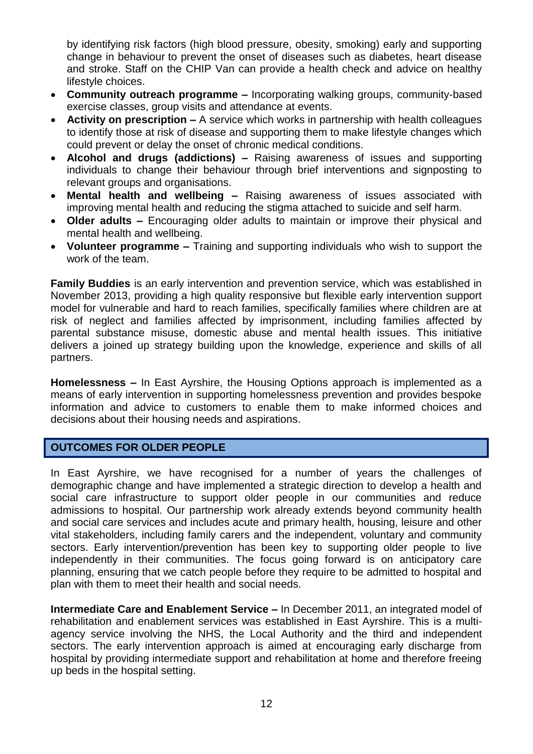by identifying risk factors (high blood pressure, obesity, smoking) early and supporting change in behaviour to prevent the onset of diseases such as diabetes, heart disease and stroke. Staff on the CHIP Van can provide a health check and advice on healthy lifestyle choices.

- **Community outreach programme –** Incorporating walking groups, community-based exercise classes, group visits and attendance at events.
- **Activity on prescription –** A service which works in partnership with health colleagues to identify those at risk of disease and supporting them to make lifestyle changes which could prevent or delay the onset of chronic medical conditions.
- **Alcohol and drugs (addictions) –** Raising awareness of issues and supporting individuals to change their behaviour through brief interventions and signposting to relevant groups and organisations.
- **Mental health and wellbeing –** Raising awareness of issues associated with improving mental health and reducing the stigma attached to suicide and self harm.
- **Older adults –** Encouraging older adults to maintain or improve their physical and mental health and wellbeing.
- **Volunteer programme –** Training and supporting individuals who wish to support the work of the team.

**Family Buddies** is an early intervention and prevention service, which was established in November 2013, providing a high quality responsive but flexible early intervention support model for vulnerable and hard to reach families, specifically families where children are at risk of neglect and families affected by imprisonment, including families affected by parental substance misuse, domestic abuse and mental health issues. This initiative delivers a joined up strategy building upon the knowledge, experience and skills of all partners.

**Homelessness –** In East Ayrshire, the Housing Options approach is implemented as a means of early intervention in supporting homelessness prevention and provides bespoke information and advice to customers to enable them to make informed choices and decisions about their housing needs and aspirations.

## OUTCOMES FOR OLDER PEOPLE

In East Ayrshire, we have recognised for a number of years the challenges of demographic change and have implemented a strategic direction to develop a health and social care infrastructure to support older people in our communities and reduce admissions to hospital. Our partnership work already extends beyond community health and social care services and includes acute and primary health, housing, leisure and other vital stakeholders, including family carers and the independent, voluntary and community sectors. Early intervention/prevention has been key to supporting older people to live independently in their communities. The focus going forward is on anticipatory care planning, ensuring that we catch people before they require to be admitted to hospital and plan with them to meet their health and social needs.

**Intermediate Care and Enablement Service –** In December 2011, an integrated model of rehabilitation and enablement services was established in East Ayrshire. This is a multi-agency service involving the NHS, the Local Authority and the third and independent sectors. The early intervention approach is aimed at encouraging early discharge from hospital by providing intermediate support and rehabilitation at home and therefore freeing up beds in the hospital setting.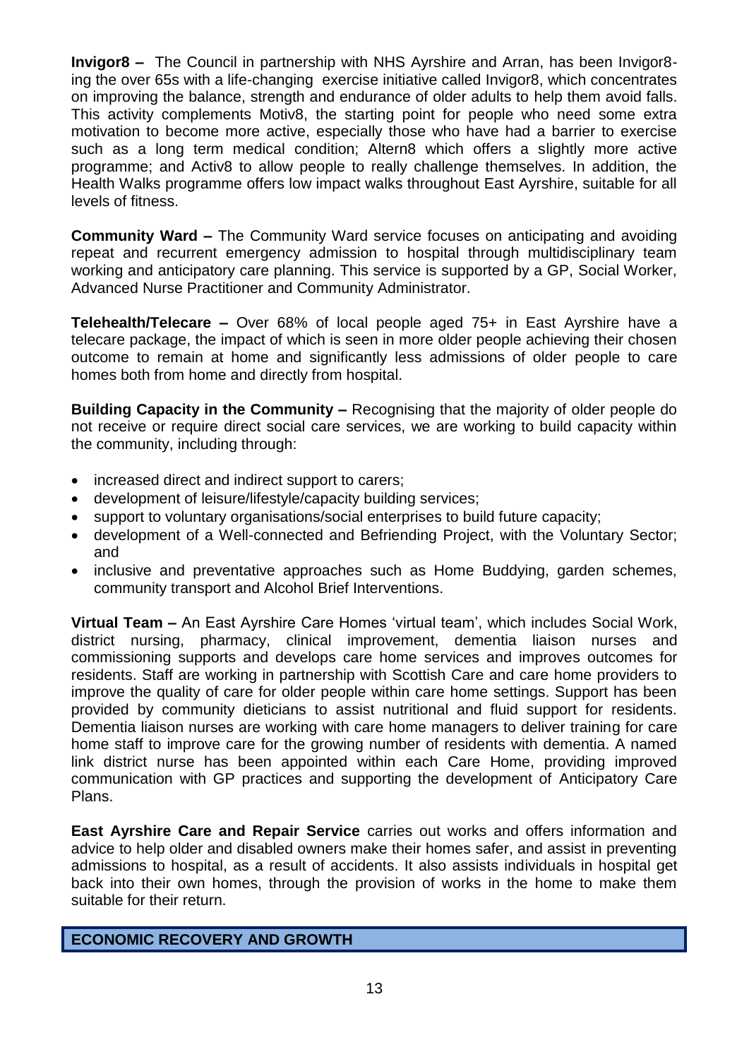**Invigor8 –** The Council in partnership with NHS Ayrshire and Arran, has been Invigor8-ing the over 65s with a life-changing exercise initiative called Invigor8, which concentrates on improving the balance, strength and endurance of older adults to help them avoid falls. This activity complements Motiv8, the starting point for people who need some extra motivation to become more active, especially those who have had a barrier to exercise such as a long term medical condition; Altern8 which offers a slightly more active programme; and Activ8 to allow people to really challenge themselves. In addition, the Health Walks programme offers low impact walks throughout East Ayrshire, suitable for all levels of fitness.

**Community Ward –** The Community Ward service focuses on anticipating and avoiding repeat and recurrent emergency admission to hospital through multidisciplinary team working and anticipatory care planning. This service is supported by a GP, Social Worker, Advanced Nurse Practitioner and Community Administrator.

**Telehealth/Telecare –** Over 68% of local people aged 75+ in East Ayrshire have a telecare package, the impact of which is seen in more older people achieving their chosen outcome to remain at home and significantly less admissions of older people to care homes both from home and directly from hospital.

**Building Capacity in the Community –** Recognising that the majority of older people do not receive or require direct social care services, we are working to build capacity within the community, including through:

- increased direct and indirect support to carers;
- development of leisure/lifestyle/capacity building services;
- support to voluntary organisations/social enterprises to build future capacity;
- development of a Well-connected and Befriending Project, with the Voluntary Sector; and
- inclusive and preventative approaches such as Home Buddying, garden schemes, community transport and Alcohol Brief Interventions.

**Virtual Team –** An East Ayrshire Care Homes 'virtual team', which includes Social Work, district nursing, pharmacy, clinical improvement, dementia liaison nurses and commissioning supports and develops care home services and improves outcomes for residents. Staff are working in partnership with Scottish Care and care home providers to improve the quality of care for older people within care home settings. Support has been provided by community dieticians to assist nutritional and fluid support for residents. Dementia liaison nurses are working with care home managers to deliver training for care home staff to improve care for the growing number of residents with dementia. A named link district nurse has been appointed within each Care Home, providing improved communication with GP practices and supporting the development of Anticipatory Care Plans.

**East Ayrshire Care and Repair Service** carries out works and offers information and advice to help older and disabled owners make their homes safer, and assist in preventing admissions to hospital, as a result of accidents. It also assists individuals in hospital get back into their own homes, through the provision of works in the home to make them suitable for their return.

## ECONOMIC RECOVERY AND GROWTH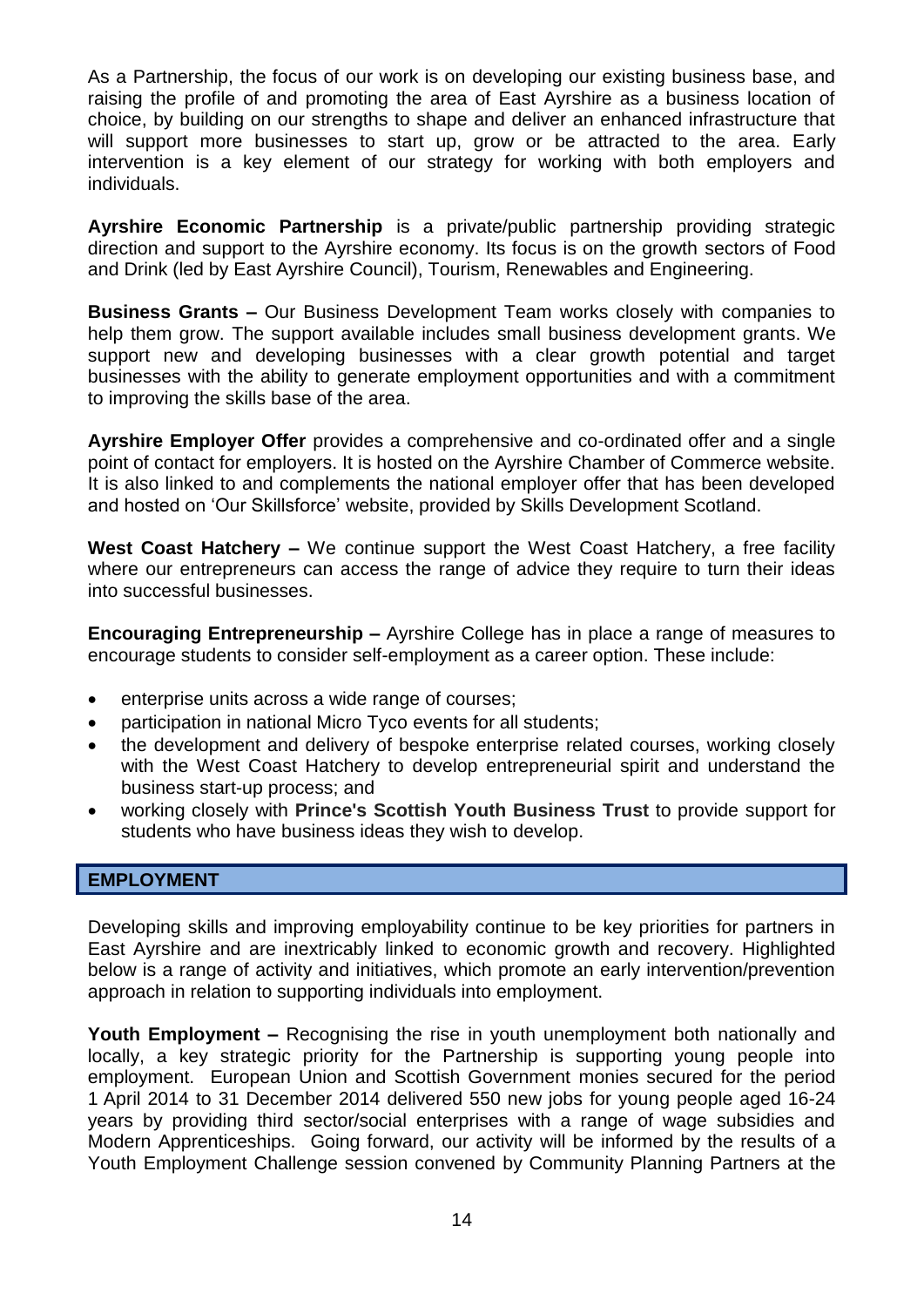As a Partnership, the focus of our work is on developing our existing business base, and raising the profile of and promoting the area of East Ayrshire as a business location of choice, by building on our strengths to shape and deliver an enhanced infrastructure that will support more businesses to start up, grow or be attracted to the area. Early intervention is a key element of our strategy for working with both employers and individuals.

**Ayrshire Economic Partnership** is a private/public partnership providing strategic direction and support to the Ayrshire economy. Its focus is on the growth sectors of Food and Drink (led by East Ayrshire Council), Tourism, Renewables and Engineering.

**Business Grants –** Our Business Development Team works closely with companies to help them grow. The support available includes small business development grants. We support new and developing businesses with a clear growth potential and target businesses with the ability to generate employment opportunities and with a commitment to improving the skills base of the area.

**Ayrshire Employer Offer** provides a comprehensive and co-ordinated offer and a single point of contact for employers. It is hosted on the Ayrshire Chamber of Commerce website. It is also linked to and complements the national employer offer that has been developed and hosted on 'Our Skillsforce' website, provided by Skills Development Scotland.

**West Coast Hatchery –** We continue support the West Coast Hatchery, a free facility where our entrepreneurs can access the range of advice they require to turn their ideas into successful businesses.

**Encouraging Entrepreneurship –** Ayrshire College has in place a range of measures to encourage students to consider self-employment as a career option. These include:

- enterprise units across a wide range of courses;
- participation in national Micro Tyco events for all students;
- the development and delivery of bespoke enterprise related courses, working closely with the West Coast Hatchery to develop entrepreneurial spirit and understand the business start-up process; and
- working closely with **Prince's Scottish Youth Business Trust** to provide support for students who have business ideas they wish to develop.

## EMPLOYMENT

Developing skills and improving employability continue to be key priorities for partners in East Ayrshire and are inextricably linked to economic growth and recovery. Highlighted below is a range of activity and initiatives, which promote an early intervention/prevention approach in relation to supporting individuals into employment.

**Youth Employment –** Recognising the rise in youth unemployment both nationally and locally, a key strategic priority for the Partnership is supporting young people into employment. European Union and Scottish Government monies secured for the period 1 April 2014 to 31 December 2014 delivered 550 new jobs for young people aged 16-24 years by providing third sector/social enterprises with a range of wage subsidies and Modern Apprenticeships. Going forward, our activity will be informed by the results of a Youth Employment Challenge session convened by Community Planning Partners at the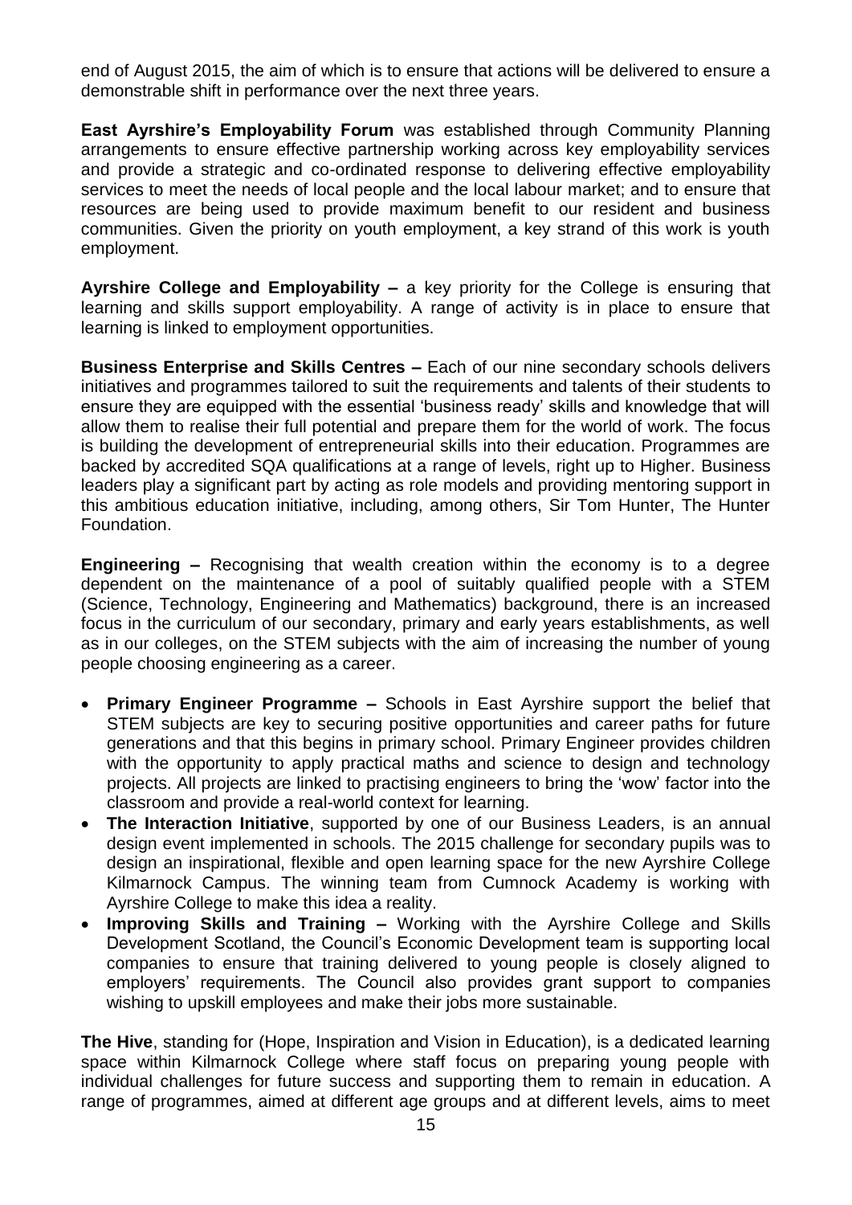end of August 2015, the aim of which is to ensure that actions will be delivered to ensure a demonstrable shift in performance over the next three years.

**East Ayrshire's Employability Forum** was established through Community Planning arrangements to ensure effective partnership working across key employability services and provide a strategic and co-ordinated response to delivering effective employability services to meet the needs of local people and the local labour market; and to ensure that resources are being used to provide maximum benefit to our resident and business communities. Given the priority on youth employment, a key strand of this work is youth employment.

**Ayrshire College and Employability –** a key priority for the College is ensuring that learning and skills support employability. A range of activity is in place to ensure that learning is linked to employment opportunities.

**Business Enterprise and Skills Centres –** Each of our nine secondary schools delivers initiatives and programmes tailored to suit the requirements and talents of their students to ensure they are equipped with the essential 'business ready' skills and knowledge that will allow them to realise their full potential and prepare them for the world of work. The focus is building the development of entrepreneurial skills into their education. Programmes are backed by accredited SQA qualifications at a range of levels, right up to Higher. Business leaders play a significant part by acting as role models and providing mentoring support in this ambitious education initiative, including, among others, Sir Tom Hunter, The Hunter Foundation.

**Engineering –** Recognising that wealth creation within the economy is to a degree dependent on the maintenance of a pool of suitably qualified people with a STEM (Science, Technology, Engineering and Mathematics) background, there is an increased focus in the curriculum of our secondary, primary and early years establishments, as well as in our colleges, on the STEM subjects with the aim of increasing the number of young people choosing engineering as a career.

- **Primary Engineer Programme –** Schools in East Ayrshire support the belief that STEM subjects are key to securing positive opportunities and career paths for future generations and that this begins in primary school. Primary Engineer provides children with the opportunity to apply practical maths and science to design and technology projects. All projects are linked to practising engineers to bring the 'wow' factor into the classroom and provide a real-world context for learning.
- **The Interaction Initiative**, supported by one of our Business Leaders, is an annual design event implemented in schools. The 2015 challenge for secondary pupils was to design an inspirational, flexible and open learning space for the new Ayrshire College Kilmarnock Campus. The winning team from Cumnock Academy is working with Ayrshire College to make this idea a reality.
- **Improving Skills and Training –** Working with the Ayrshire College and Skills Development Scotland, the Council's Economic Development team is supporting local companies to ensure that training delivered to young people is closely aligned to employers' requirements. The Council also provides grant support to companies wishing to upskill employees and make their jobs more sustainable.

**The Hive**, standing for (Hope, Inspiration and Vision in Education), is a dedicated learning space within Kilmarnock College where staff focus on preparing young people with individual challenges for future success and supporting them to remain in education. A range of programmes, aimed at different age groups and at different levels, aims to meet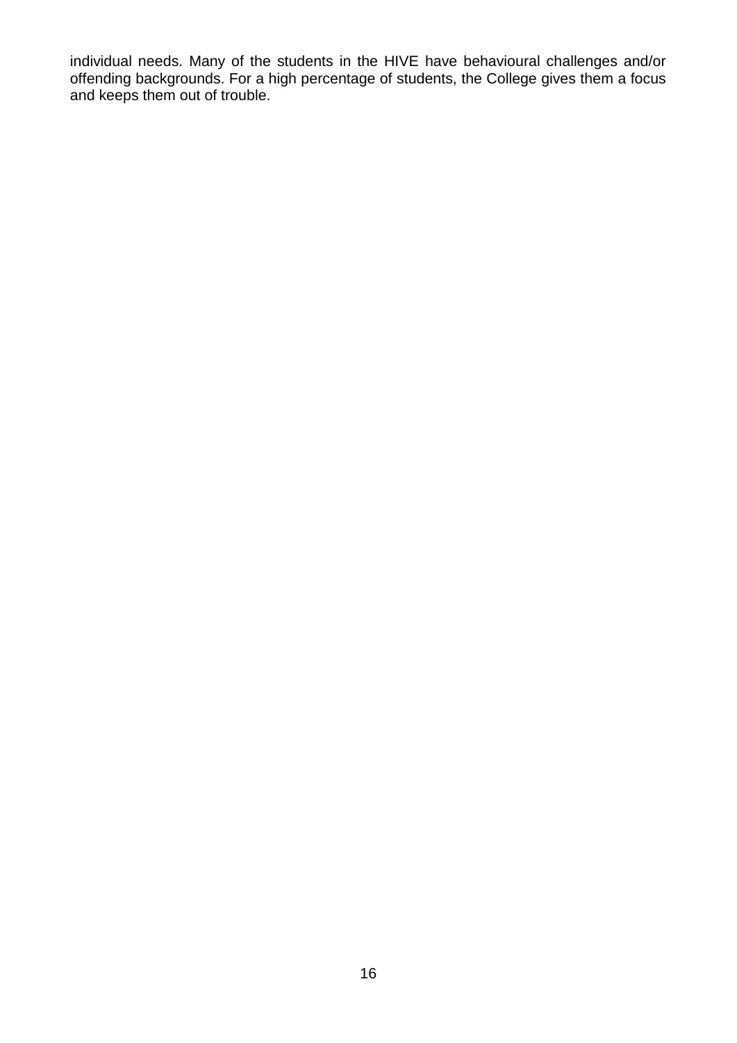individual needs. Many of the students in the HIVE have behavioural challenges and/or offending backgrounds. For a high percentage of students, the College gives them a focus and keeps them out of trouble.